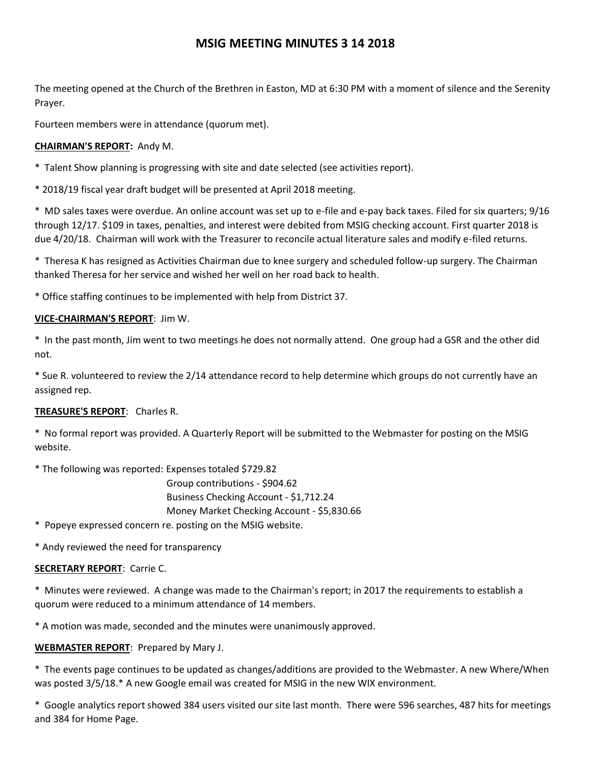# MSIG MEETING MINUTES 3 14 2018

The meeting opened at the Church of the Brethren in Easton, MD at 6:30 PM with a moment of silence and the Serenity Prayer.

Fourteen members were in attendance (quorum met).

**CHAIRMAN'S REPORT:** Andy M.

* Talent Show planning is progressing with site and date selected (see activities report).

* 2018/19 fiscal year draft budget will be presented at April 2018 meeting.

* MD sales taxes were overdue. An online account was set up to e-file and e-pay back taxes. Filed for six quarters; 9/16 through 12/17. $109 in taxes, penalties, and interest were debited from MSIG checking account. First quarter 2018 is due 4/20/18. Chairman will work with the Treasurer to reconcile actual literature sales and modify e-filed returns.

* Theresa K has resigned as Activities Chairman due to knee surgery and scheduled follow-up surgery. The Chairman thanked Theresa for her service and wished her well on her road back to health.

* Office staffing continues to be implemented with help from District 37.

**VICE-CHAIRMAN'S REPORT**: Jim W.

* In the past month, Jim went to two meetings he does not normally attend. One group had a GSR and the other did not.

* Sue R. volunteered to review the 2/14 attendance record to help determine which groups do not currently have an assigned rep.

**TREASURE'S REPORT**: Charles R.

* No formal report was provided. A Quarterly Report will be submitted to the Webmaster for posting on the MSIG website.

* The following was reported: Expenses totaled $729.82
  Group contributions - $904.62
  Business Checking Account - $1,712.24
  Money Market Checking Account - $5,830.66

* Popeye expressed concern re. posting on the MSIG website.

* Andy reviewed the need for transparency

**SECRETARY REPORT**: Carrie C.

* Minutes were reviewed. A change was made to the Chairman's report; in 2017 the requirements to establish a quorum were reduced to a minimum attendance of 14 members.

* A motion was made, seconded and the minutes were unanimously approved.

**WEBMASTER REPORT**: Prepared by Mary J.

* The events page continues to be updated as changes/additions are provided to the Webmaster. A new Where/When was posted 3/5/18.* A new Google email was created for MSIG in the new WIX environment.

* Google analytics report showed 384 users visited our site last month. There were 596 searches, 487 hits for meetings and 384 for Home Page.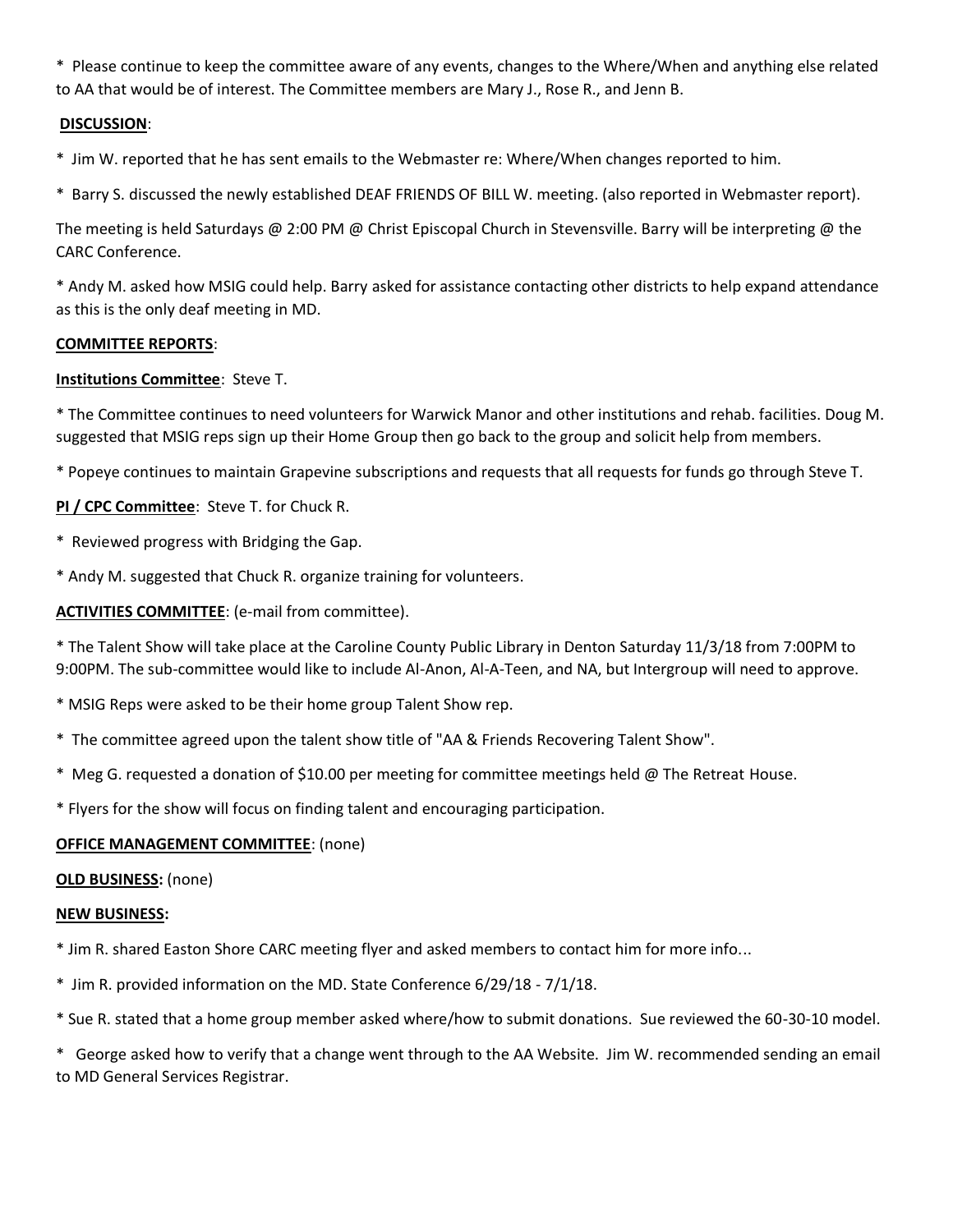* Please continue to keep the committee aware of any events, changes to the Where/When and anything else related to AA that would be of interest. The Committee members are Mary J., Rose R., and Jenn B.

**DISCUSSION**:

* Jim W. reported that he has sent emails to the Webmaster re: Where/When changes reported to him.

* Barry S. discussed the newly established DEAF FRIENDS OF BILL W. meeting. (also reported in Webmaster report).

The meeting is held Saturdays @ 2:00 PM @ Christ Episcopal Church in Stevensville. Barry will be interpreting @ the CARC Conference.

* Andy M. asked how MSIG could help. Barry asked for assistance contacting other districts to help expand attendance as this is the only deaf meeting in MD.

**COMMITTEE REPORTS**:

**Institutions Committee**: Steve T.

* The Committee continues to need volunteers for Warwick Manor and other institutions and rehab. facilities. Doug M. suggested that MSIG reps sign up their Home Group then go back to the group and solicit help from members.

* Popeye continues to maintain Grapevine subscriptions and requests that all requests for funds go through Steve T.

**PI / CPC Committee**: Steve T. for Chuck R.

* Reviewed progress with Bridging the Gap.

* Andy M. suggested that Chuck R. organize training for volunteers.

**ACTIVITIES COMMITTEE**: (e-mail from committee).

* The Talent Show will take place at the Caroline County Public Library in Denton Saturday 11/3/18 from 7:00PM to 9:00PM. The sub-committee would like to include Al-Anon, Al-A-Teen, and NA, but Intergroup will need to approve.

* MSIG Reps were asked to be their home group Talent Show rep.

* The committee agreed upon the talent show title of "AA & Friends Recovering Talent Show".

* Meg G. requested a donation of $10.00 per meeting for committee meetings held @ The Retreat House.

* Flyers for the show will focus on finding talent and encouraging participation.

**OFFICE MANAGEMENT COMMITTEE**: (none)

**OLD BUSINESS:** (none)

**NEW BUSINESS:**

* Jim R. shared Easton Shore CARC meeting flyer and asked members to contact him for more info...

* Jim R. provided information on the MD. State Conference 6/29/18 - 7/1/18.

* Sue R. stated that a home group member asked where/how to submit donations. Sue reviewed the 60-30-10 model.

* George asked how to verify that a change went through to the AA Website. Jim W. recommended sending an email to MD General Services Registrar.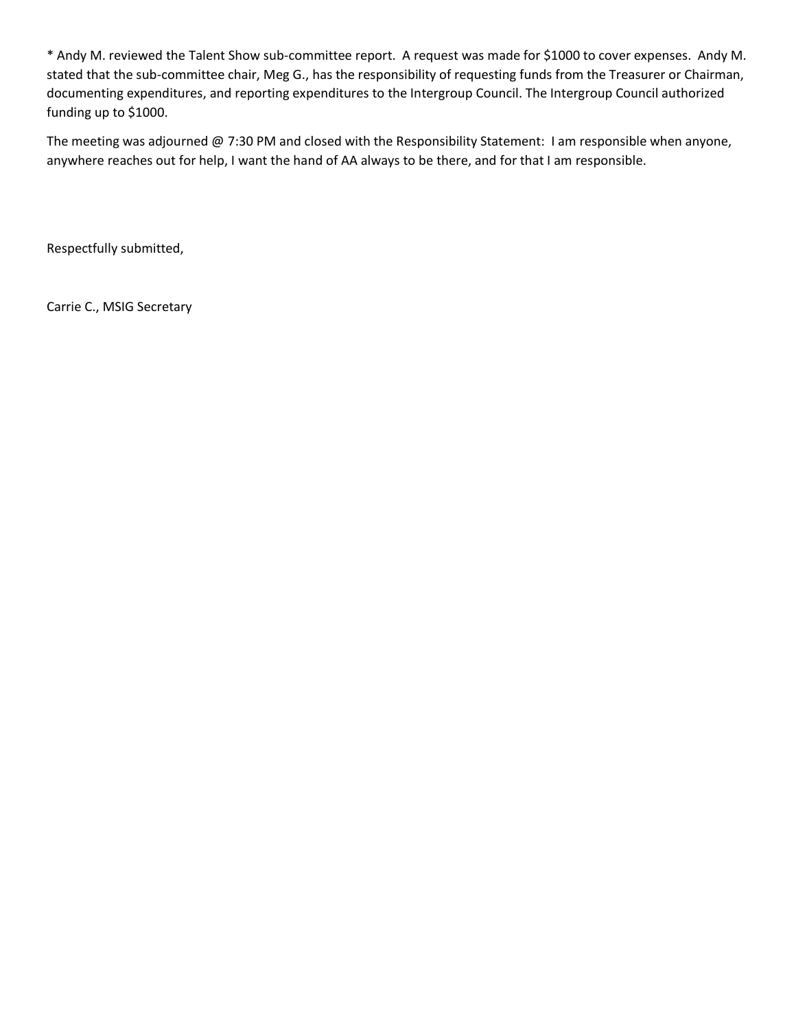* Andy M. reviewed the Talent Show sub-committee report. A request was made for $1000 to cover expenses. Andy M. stated that the sub-committee chair, Meg G., has the responsibility of requesting funds from the Treasurer or Chairman, documenting expenditures, and reporting expenditures to the Intergroup Council. The Intergroup Council authorized funding up to $1000.

The meeting was adjourned @ 7:30 PM and closed with the Responsibility Statement: I am responsible when anyone, anywhere reaches out for help, I want the hand of AA always to be there, and for that I am responsible.

Respectfully submitted,

Carrie C., MSIG Secretary